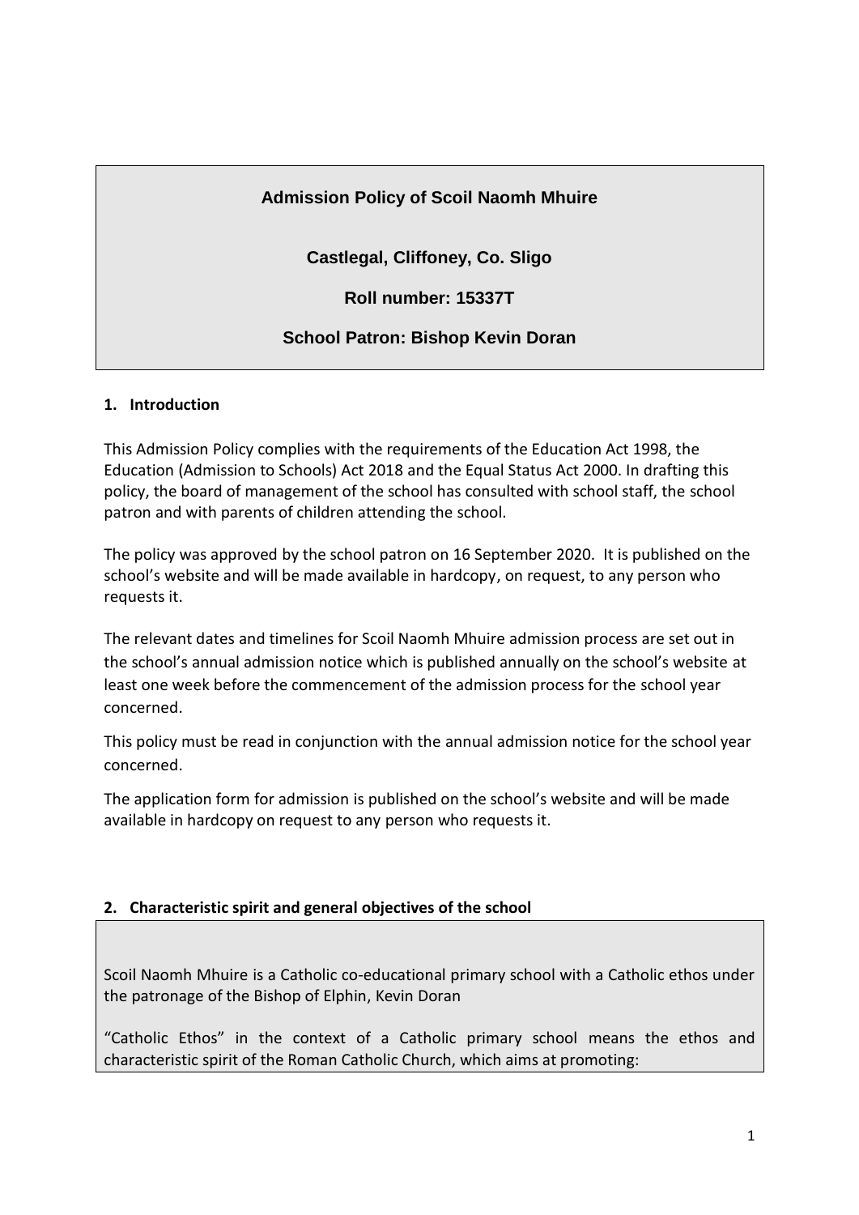# Admission Policy of Scoil Naomh Mhuire

**Castlegal, Cliffoney, Co. Sligo**

**Roll number: 15337T**

**School Patron: Bishop Kevin Doran**

## 1. Introduction

This Admission Policy complies with the requirements of the Education Act 1998, the Education (Admission to Schools) Act 2018 and the Equal Status Act 2000. In drafting this policy, the board of management of the school has consulted with school staff, the school patron and with parents of children attending the school.

The policy was approved by the school patron on 16 September 2020. It is published on the school's website and will be made available in hardcopy, on request, to any person who requests it.

The relevant dates and timelines for Scoil Naomh Mhuire admission process are set out in the school's annual admission notice which is published annually on the school's website at least one week before the commencement of the admission process for the school year concerned.

This policy must be read in conjunction with the annual admission notice for the school year concerned.

The application form for admission is published on the school's website and will be made available in hardcopy on request to any person who requests it.

## 2. Characteristic spirit and general objectives of the school

Scoil Naomh Mhuire is a Catholic co-educational primary school with a Catholic ethos under the patronage of the Bishop of Elphin, Kevin Doran

"Catholic Ethos" in the context of a Catholic primary school means the ethos and characteristic spirit of the Roman Catholic Church, which aims at promoting: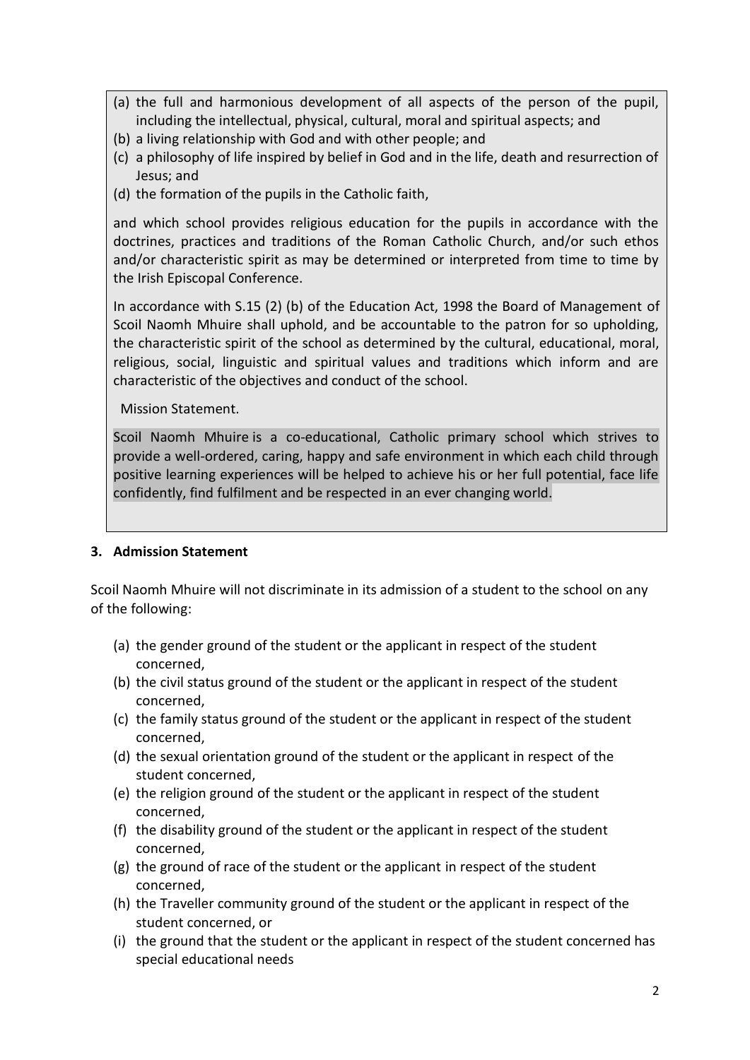(a) the full and harmonious development of all aspects of the person of the pupil, including the intellectual, physical, cultural, moral and spiritual aspects; and
(b) a living relationship with God and with other people; and
(c) a philosophy of life inspired by belief in God and in the life, death and resurrection of Jesus; and
(d) the formation of the pupils in the Catholic faith,

and which school provides religious education for the pupils in accordance with the doctrines, practices and traditions of the Roman Catholic Church, and/or such ethos and/or characteristic spirit as may be determined or interpreted from time to time by the Irish Episcopal Conference.

In accordance with S.15 (2) (b) of the Education Act, 1998 the Board of Management of Scoil Naomh Mhuire shall uphold, and be accountable to the patron for so upholding, the characteristic spirit of the school as determined by the cultural, educational, moral, religious, social, linguistic and spiritual values and traditions which inform and are characteristic of the objectives and conduct of the school.

Mission Statement.

Scoil Naomh Mhuire is a co-educational, Catholic primary school which strives to provide a well-ordered, caring, happy and safe environment in which each child through positive learning experiences will be helped to achieve his or her full potential, face life confidently, find fulfilment and be respected in an ever changing world.

**3. Admission Statement**

Scoil Naomh Mhuire will not discriminate in its admission of a student to the school on any of the following:

(a) the gender ground of the student or the applicant in respect of the student concerned,
(b) the civil status ground of the student or the applicant in respect of the student concerned,
(c) the family status ground of the student or the applicant in respect of the student concerned,
(d) the sexual orientation ground of the student or the applicant in respect of the student concerned,
(e) the religion ground of the student or the applicant in respect of the student concerned,
(f) the disability ground of the student or the applicant in respect of the student concerned,
(g) the ground of race of the student or the applicant in respect of the student concerned,
(h) the Traveller community ground of the student or the applicant in respect of the student concerned, or
(i) the ground that the student or the applicant in respect of the student concerned has special educational needs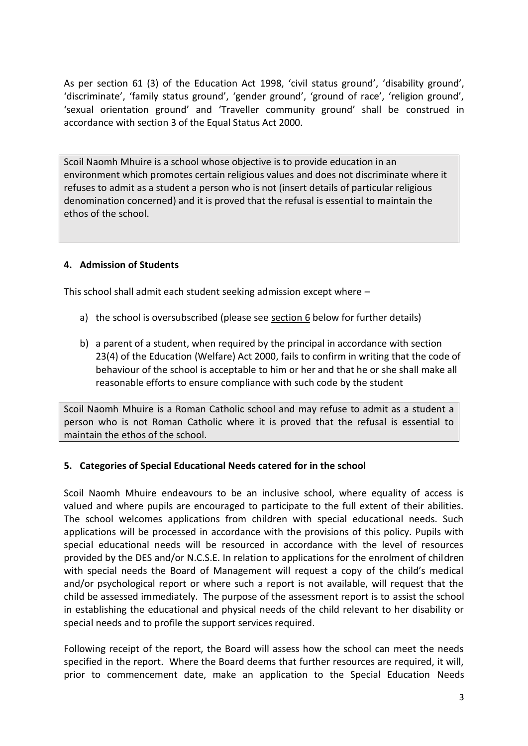As per section 61 (3) of the Education Act 1998, 'civil status ground', 'disability ground', 'discriminate', 'family status ground', 'gender ground', 'ground of race', 'religion ground', 'sexual orientation ground' and 'Traveller community ground' shall be construed in accordance with section 3 of the Equal Status Act 2000.

Scoil Naomh Mhuire is a school whose objective is to provide education in an environment which promotes certain religious values and does not discriminate where it refuses to admit as a student a person who is not (insert details of particular religious denomination concerned) and it is proved that the refusal is essential to maintain the ethos of the school.

### 4. Admission of Students

This school shall admit each student seeking admission except where –

a) the school is oversubscribed (please see section 6 below for further details)

b) a parent of a student, when required by the principal in accordance with section 23(4) of the Education (Welfare) Act 2000, fails to confirm in writing that the code of behaviour of the school is acceptable to him or her and that he or she shall make all reasonable efforts to ensure compliance with such code by the student

Scoil Naomh Mhuire is a Roman Catholic school and may refuse to admit as a student a person who is not Roman Catholic where it is proved that the refusal is essential to maintain the ethos of the school.

### 5. Categories of Special Educational Needs catered for in the school

Scoil Naomh Mhuire endeavours to be an inclusive school, where equality of access is valued and where pupils are encouraged to participate to the full extent of their abilities. The school welcomes applications from children with special educational needs. Such applications will be processed in accordance with the provisions of this policy. Pupils with special educational needs will be resourced in accordance with the level of resources provided by the DES and/or N.C.S.E. In relation to applications for the enrolment of children with special needs the Board of Management will request a copy of the child's medical and/or psychological report or where such a report is not available, will request that the child be assessed immediately. The purpose of the assessment report is to assist the school in establishing the educational and physical needs of the child relevant to her disability or special needs and to profile the support services required.

Following receipt of the report, the Board will assess how the school can meet the needs specified in the report. Where the Board deems that further resources are required, it will, prior to commencement date, make an application to the Special Education Needs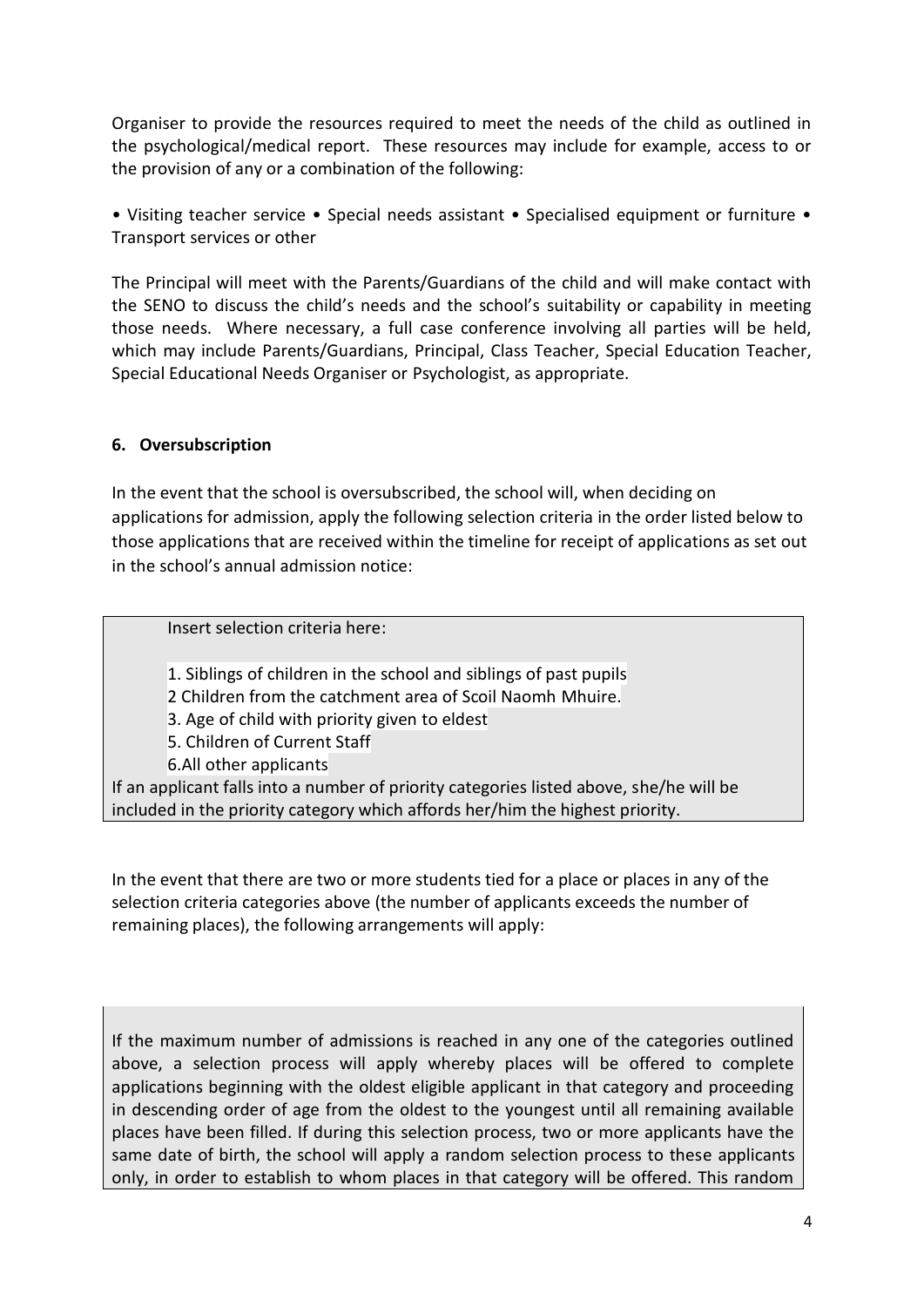Organiser to provide the resources required to meet the needs of the child as outlined in the psychological/medical report. These resources may include for example, access to or the provision of any or a combination of the following:

• Visiting teacher service • Special needs assistant • Specialised equipment or furniture • Transport services or other

The Principal will meet with the Parents/Guardians of the child and will make contact with the SENO to discuss the child's needs and the school's suitability or capability in meeting those needs. Where necessary, a full case conference involving all parties will be held, which may include Parents/Guardians, Principal, Class Teacher, Special Education Teacher, Special Educational Needs Organiser or Psychologist, as appropriate.

## 6. Oversubscription

In the event that the school is oversubscribed, the school will, when deciding on applications for admission, apply the following selection criteria in the order listed below to those applications that are received within the timeline for receipt of applications as set out in the school's annual admission notice:

Insert selection criteria here:

1. Siblings of children in the school and siblings of past pupils
2 Children from the catchment area of Scoil Naomh Mhuire.
3. Age of child with priority given to eldest
5. Children of Current Staff
6.All other applicants

If an applicant falls into a number of priority categories listed above, she/he will be included in the priority category which affords her/him the highest priority.

In the event that there are two or more students tied for a place or places in any of the selection criteria categories above (the number of applicants exceeds the number of remaining places), the following arrangements will apply:

If the maximum number of admissions is reached in any one of the categories outlined above, a selection process will apply whereby places will be offered to complete applications beginning with the oldest eligible applicant in that category and proceeding in descending order of age from the oldest to the youngest until all remaining available places have been filled. If during this selection process, two or more applicants have the same date of birth, the school will apply a random selection process to these applicants only, in order to establish to whom places in that category will be offered. This random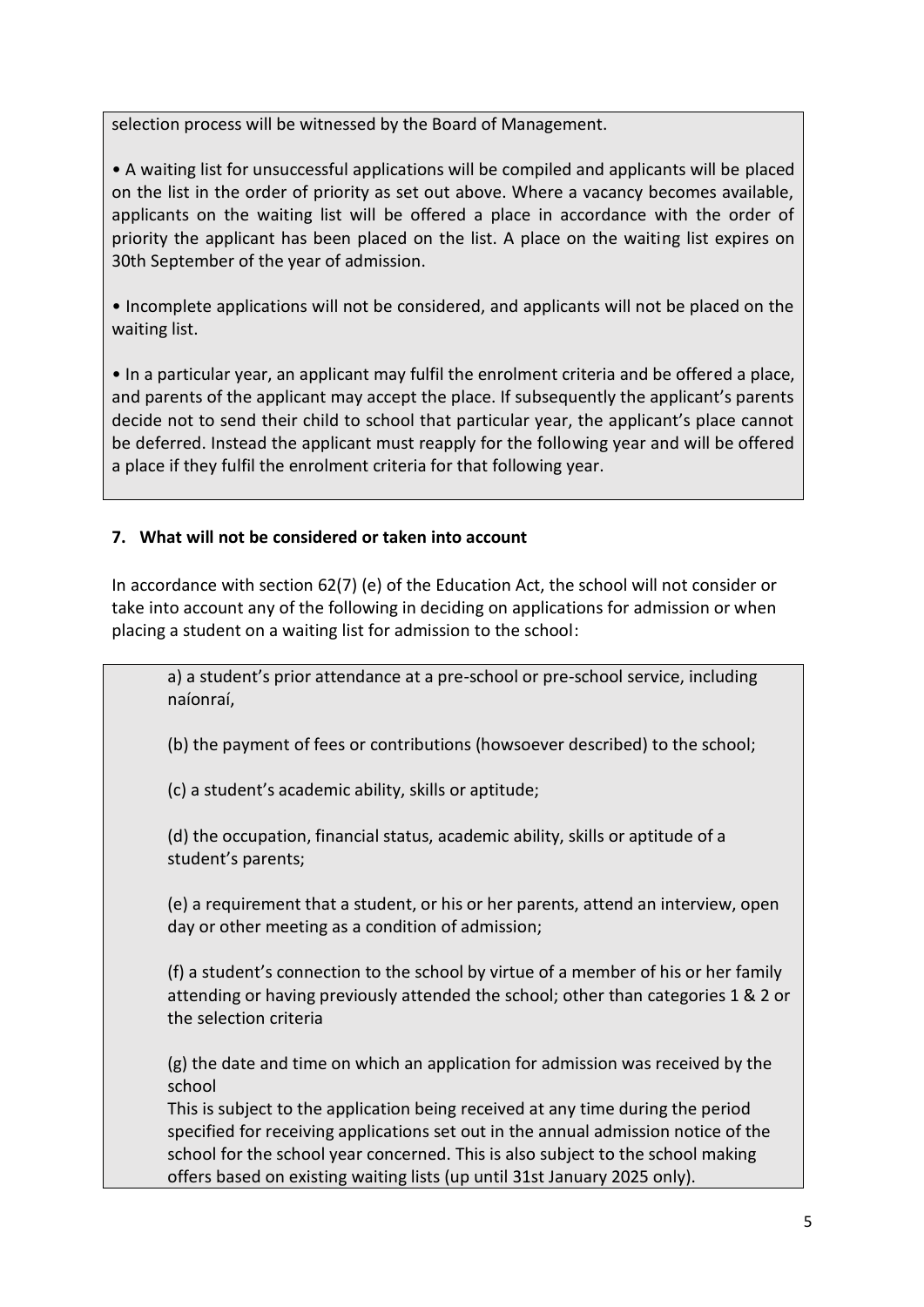selection process will be witnessed by the Board of Management.

• A waiting list for unsuccessful applications will be compiled and applicants will be placed on the list in the order of priority as set out above. Where a vacancy becomes available, applicants on the waiting list will be offered a place in accordance with the order of priority the applicant has been placed on the list. A place on the waiting list expires on 30th September of the year of admission.

• Incomplete applications will not be considered, and applicants will not be placed on the waiting list.

• In a particular year, an applicant may fulfil the enrolment criteria and be offered a place, and parents of the applicant may accept the place. If subsequently the applicant's parents decide not to send their child to school that particular year, the applicant's place cannot be deferred. Instead the applicant must reapply for the following year and will be offered a place if they fulfil the enrolment criteria for that following year.

## 7. What will not be considered or taken into account

In accordance with section 62(7) (e) of the Education Act, the school will not consider or take into account any of the following in deciding on applications for admission or when placing a student on a waiting list for admission to the school:

a) a student's prior attendance at a pre-school or pre-school service, including naíonraí,

(b) the payment of fees or contributions (howsoever described) to the school;

(c) a student's academic ability, skills or aptitude;

(d) the occupation, financial status, academic ability, skills or aptitude of a student's parents;

(e) a requirement that a student, or his or her parents, attend an interview, open day or other meeting as a condition of admission;

(f) a student's connection to the school by virtue of a member of his or her family attending or having previously attended the school; other than categories 1 & 2 or the selection criteria

(g) the date and time on which an application for admission was received by the school
This is subject to the application being received at any time during the period specified for receiving applications set out in the annual admission notice of the school for the school year concerned. This is also subject to the school making offers based on existing waiting lists (up until 31st January 2025 only).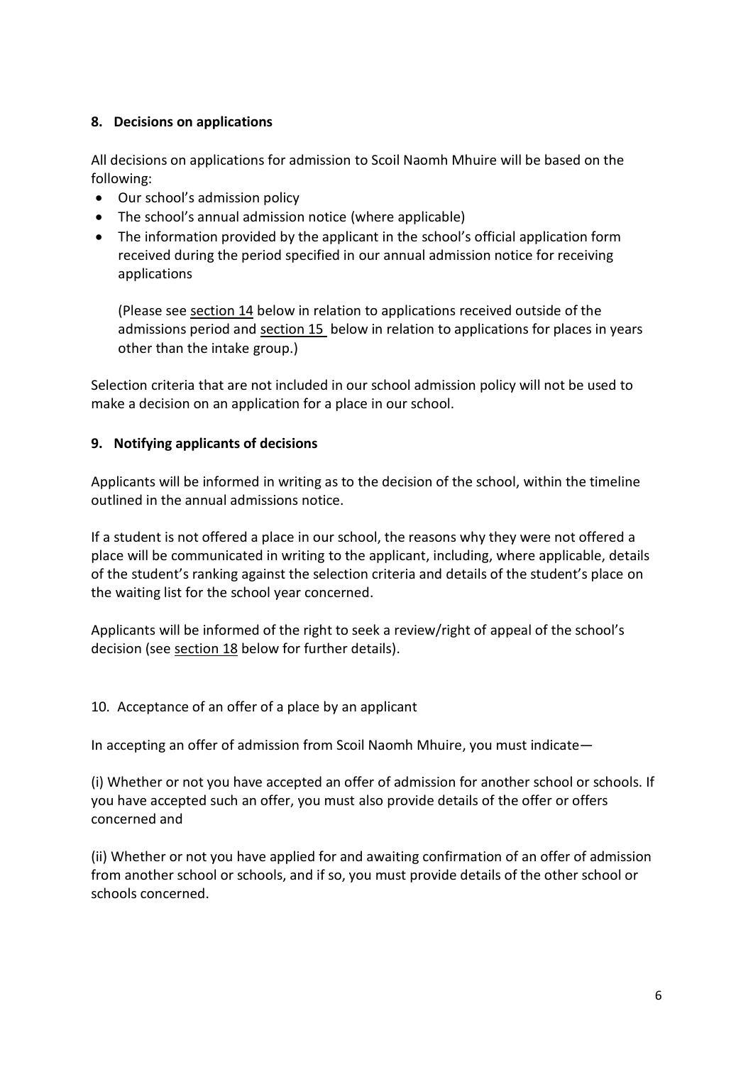## 8. Decisions on applications

All decisions on applications for admission to Scoil Naomh Mhuire will be based on the following:

- Our school's admission policy
- The school's annual admission notice (where applicable)
- The information provided by the applicant in the school's official application form received during the period specified in our annual admission notice for receiving applications

  (Please see section 14 below in relation to applications received outside of the admissions period and section 15 below in relation to applications for places in years other than the intake group.)

Selection criteria that are not included in our school admission policy will not be used to make a decision on an application for a place in our school.

## 9. Notifying applicants of decisions

Applicants will be informed in writing as to the decision of the school, within the timeline outlined in the annual admissions notice.

If a student is not offered a place in our school, the reasons why they were not offered a place will be communicated in writing to the applicant, including, where applicable, details of the student's ranking against the selection criteria and details of the student's place on the waiting list for the school year concerned.

Applicants will be informed of the right to seek a review/right of appeal of the school's decision (see section 18 below for further details).

## 10. Acceptance of an offer of a place by an applicant

In accepting an offer of admission from Scoil Naomh Mhuire, you must indicate—

(i) Whether or not you have accepted an offer of admission for another school or schools. If you have accepted such an offer, you must also provide details of the offer or offers concerned and

(ii) Whether or not you have applied for and awaiting confirmation of an offer of admission from another school or schools, and if so, you must provide details of the other school or schools concerned.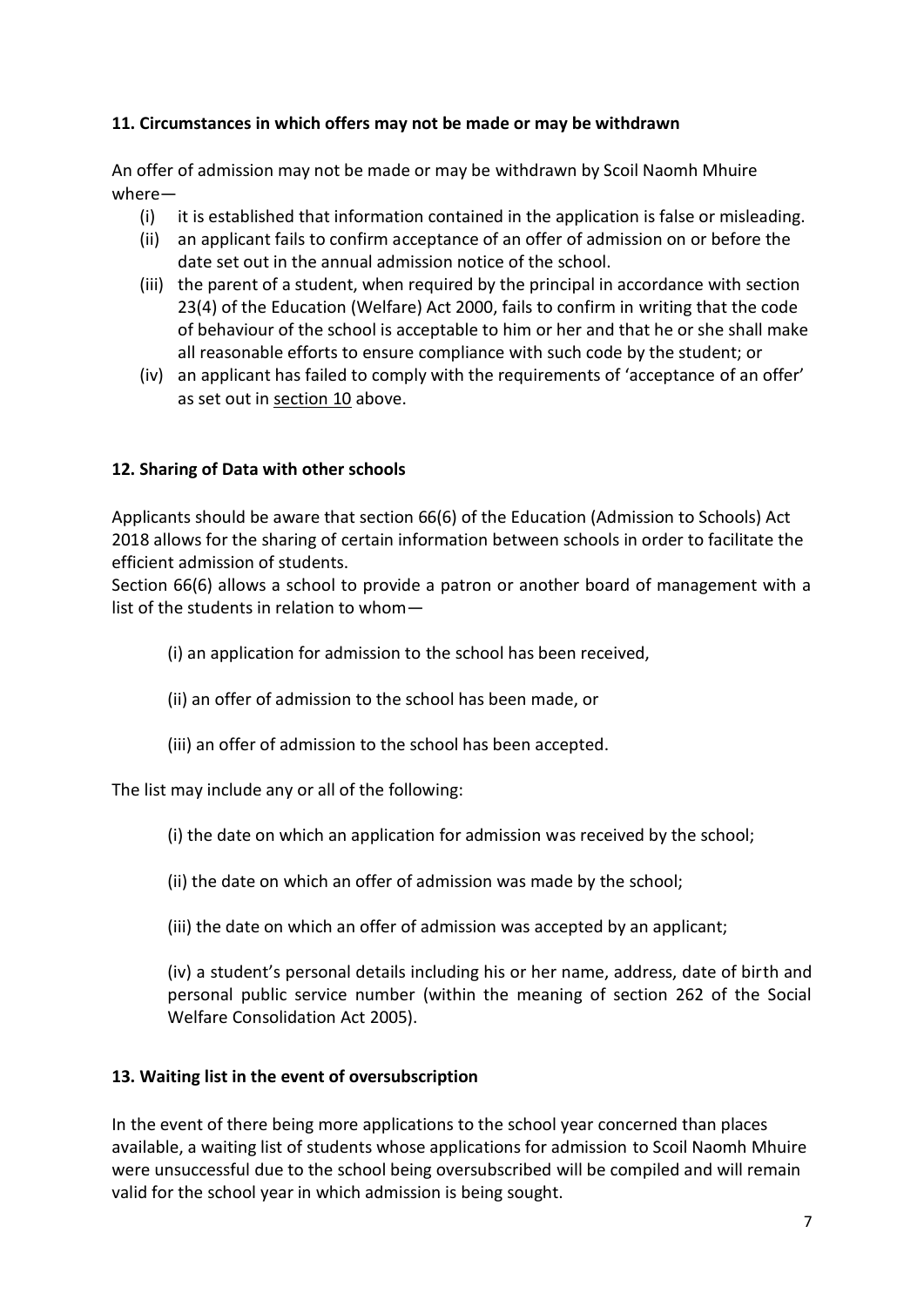### 11. Circumstances in which offers may not be made or may be withdrawn

An offer of admission may not be made or may be withdrawn by Scoil Naomh Mhuire where—

- (i) it is established that information contained in the application is false or misleading.
- (ii) an applicant fails to confirm acceptance of an offer of admission on or before the date set out in the annual admission notice of the school.
- (iii) the parent of a student, when required by the principal in accordance with section 23(4) of the Education (Welfare) Act 2000, fails to confirm in writing that the code of behaviour of the school is acceptable to him or her and that he or she shall make all reasonable efforts to ensure compliance with such code by the student; or
- (iv) an applicant has failed to comply with the requirements of 'acceptance of an offer' as set out in section 10 above.

### 12. Sharing of Data with other schools

Applicants should be aware that section 66(6) of the Education (Admission to Schools) Act 2018 allows for the sharing of certain information between schools in order to facilitate the efficient admission of students.

Section 66(6) allows a school to provide a patron or another board of management with a list of the students in relation to whom—

(i) an application for admission to the school has been received,

(ii) an offer of admission to the school has been made, or

(iii) an offer of admission to the school has been accepted.

The list may include any or all of the following:

(i) the date on which an application for admission was received by the school;

(ii) the date on which an offer of admission was made by the school;

(iii) the date on which an offer of admission was accepted by an applicant;

(iv) a student's personal details including his or her name, address, date of birth and personal public service number (within the meaning of section 262 of the Social Welfare Consolidation Act 2005).

### 13. Waiting list in the event of oversubscription

In the event of there being more applications to the school year concerned than places available, a waiting list of students whose applications for admission to Scoil Naomh Mhuire were unsuccessful due to the school being oversubscribed will be compiled and will remain valid for the school year in which admission is being sought.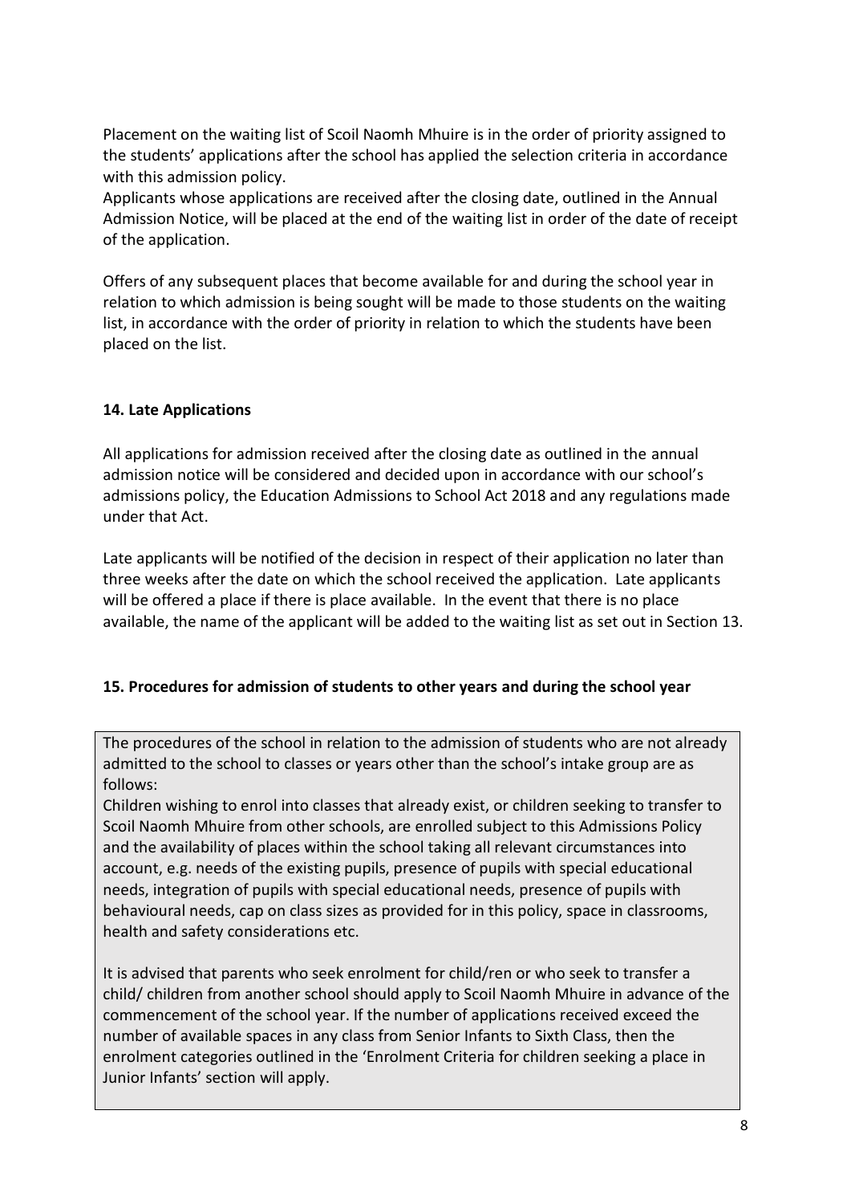Placement on the waiting list of Scoil Naomh Mhuire is in the order of priority assigned to the students' applications after the school has applied the selection criteria in accordance with this admission policy.
Applicants whose applications are received after the closing date, outlined in the Annual Admission Notice, will be placed at the end of the waiting list in order of the date of receipt of the application.

Offers of any subsequent places that become available for and during the school year in relation to which admission is being sought will be made to those students on the waiting list, in accordance with the order of priority in relation to which the students have been placed on the list.

**14. Late Applications**

All applications for admission received after the closing date as outlined in the annual admission notice will be considered and decided upon in accordance with our school's admissions policy, the Education Admissions to School Act 2018 and any regulations made under that Act.

Late applicants will be notified of the decision in respect of their application no later than three weeks after the date on which the school received the application. Late applicants will be offered a place if there is place available. In the event that there is no place available, the name of the applicant will be added to the waiting list as set out in Section 13.

**15. Procedures for admission of students to other years and during the school year**

The procedures of the school in relation to the admission of students who are not already admitted to the school to classes or years other than the school's intake group are as follows:
Children wishing to enrol into classes that already exist, or children seeking to transfer to Scoil Naomh Mhuire from other schools, are enrolled subject to this Admissions Policy and the availability of places within the school taking all relevant circumstances into account, e.g. needs of the existing pupils, presence of pupils with special educational needs, integration of pupils with special educational needs, presence of pupils with behavioural needs, cap on class sizes as provided for in this policy, space in classrooms, health and safety considerations etc.

It is advised that parents who seek enrolment for child/ren or who seek to transfer a child/ children from another school should apply to Scoil Naomh Mhuire in advance of the commencement of the school year. If the number of applications received exceed the number of available spaces in any class from Senior Infants to Sixth Class, then the enrolment categories outlined in the 'Enrolment Criteria for children seeking a place in Junior Infants' section will apply.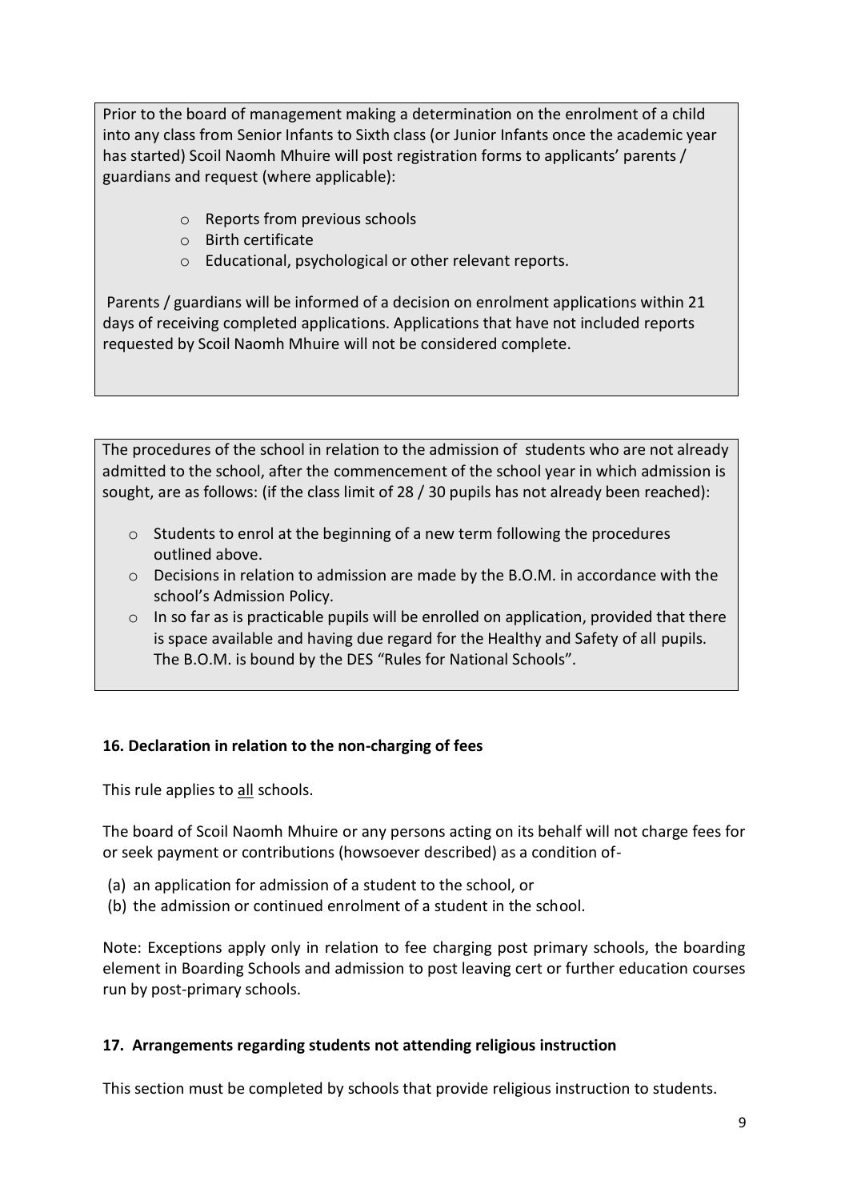Prior to the board of management making a determination on the enrolment of a child into any class from Senior Infants to Sixth class (or Junior Infants once the academic year has started) Scoil Naomh Mhuire will post registration forms to applicants' parents / guardians and request (where applicable):

- Reports from previous schools
- Birth certificate
- Educational, psychological or other relevant reports.

Parents / guardians will be informed of a decision on enrolment applications within 21 days of receiving completed applications. Applications that have not included reports requested by Scoil Naomh Mhuire will not be considered complete.

The procedures of the school in relation to the admission of students who are not already admitted to the school, after the commencement of the school year in which admission is sought, are as follows: (if the class limit of 28 / 30 pupils has not already been reached):

- Students to enrol at the beginning of a new term following the procedures outlined above.
- Decisions in relation to admission are made by the B.O.M. in accordance with the school's Admission Policy.
- In so far as is practicable pupils will be enrolled on application, provided that there is space available and having due regard for the Healthy and Safety of all pupils. The B.O.M. is bound by the DES "Rules for National Schools".

### 16. Declaration in relation to the non-charging of fees

This rule applies to <u>all</u> schools.

The board of Scoil Naomh Mhuire or any persons acting on its behalf will not charge fees for or seek payment or contributions (howsoever described) as a condition of-

(a) an application for admission of a student to the school, or
(b) the admission or continued enrolment of a student in the school.

Note: Exceptions apply only in relation to fee charging post primary schools, the boarding element in Boarding Schools and admission to post leaving cert or further education courses run by post-primary schools.

### 17. Arrangements regarding students not attending religious instruction

This section must be completed by schools that provide religious instruction to students.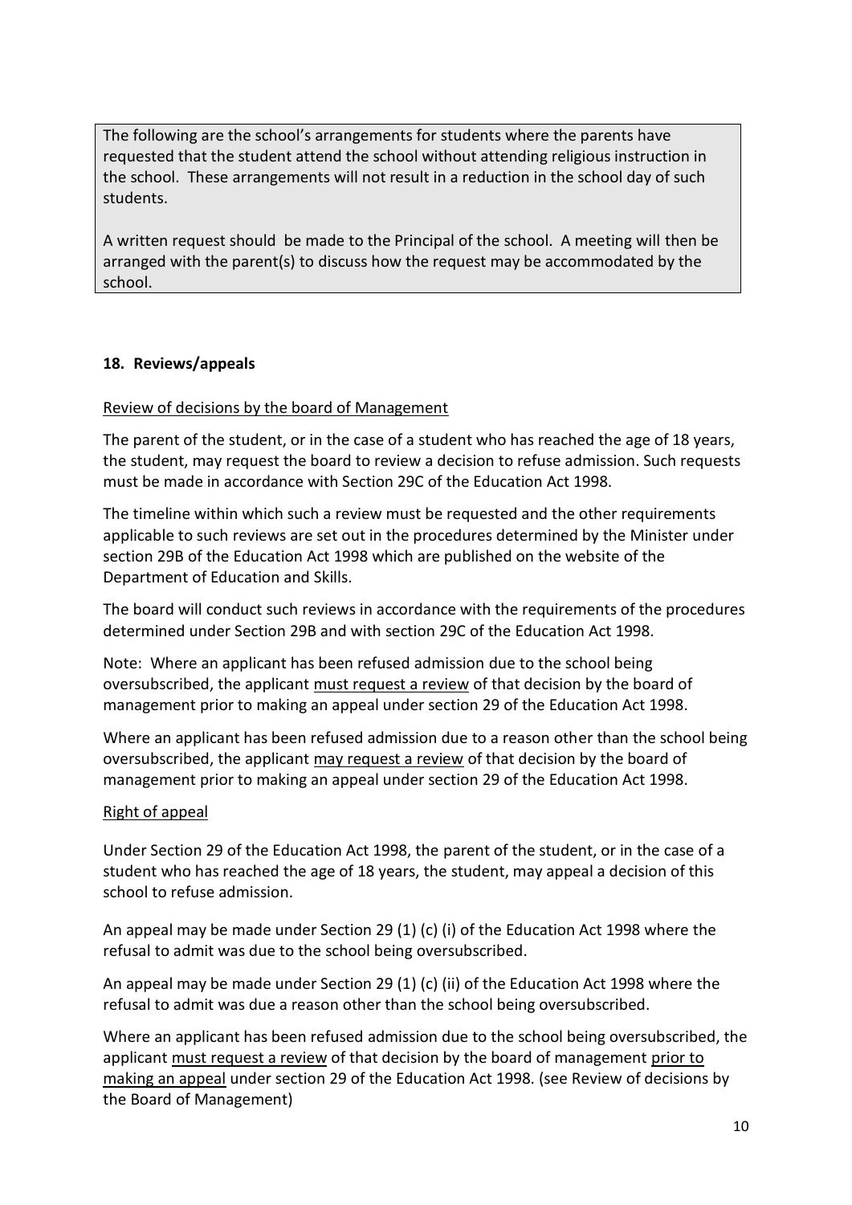The following are the school's arrangements for students where the parents have requested that the student attend the school without attending religious instruction in the school. These arrangements will not result in a reduction in the school day of such students.

A written request should be made to the Principal of the school. A meeting will then be arranged with the parent(s) to discuss how the request may be accommodated by the school.

## 18. Reviews/appeals

Review of decisions by the board of Management

The parent of the student, or in the case of a student who has reached the age of 18 years, the student, may request the board to review a decision to refuse admission. Such requests must be made in accordance with Section 29C of the Education Act 1998.

The timeline within which such a review must be requested and the other requirements applicable to such reviews are set out in the procedures determined by the Minister under section 29B of the Education Act 1998 which are published on the website of the Department of Education and Skills.

The board will conduct such reviews in accordance with the requirements of the procedures determined under Section 29B and with section 29C of the Education Act 1998.

Note: Where an applicant has been refused admission due to the school being oversubscribed, the applicant must request a review of that decision by the board of management prior to making an appeal under section 29 of the Education Act 1998.

Where an applicant has been refused admission due to a reason other than the school being oversubscribed, the applicant may request a review of that decision by the board of management prior to making an appeal under section 29 of the Education Act 1998.

Right of appeal

Under Section 29 of the Education Act 1998, the parent of the student, or in the case of a student who has reached the age of 18 years, the student, may appeal a decision of this school to refuse admission.

An appeal may be made under Section 29 (1) (c) (i) of the Education Act 1998 where the refusal to admit was due to the school being oversubscribed.

An appeal may be made under Section 29 (1) (c) (ii) of the Education Act 1998 where the refusal to admit was due a reason other than the school being oversubscribed.

Where an applicant has been refused admission due to the school being oversubscribed, the applicant must request a review of that decision by the board of management prior to making an appeal under section 29 of the Education Act 1998. (see Review of decisions by the Board of Management)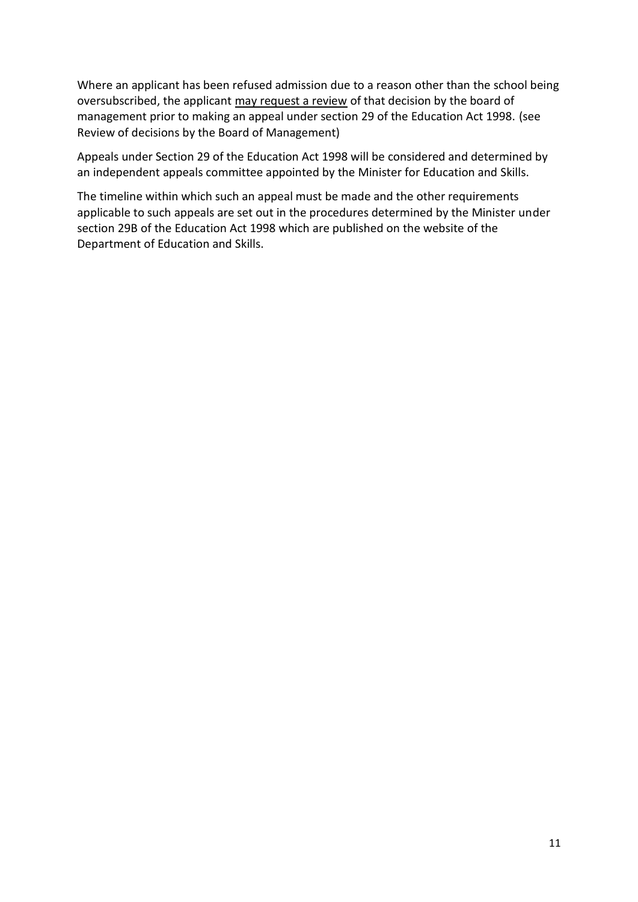Where an applicant has been refused admission due to a reason other than the school being oversubscribed, the applicant <u>may request a review</u> of that decision by the board of management prior to making an appeal under section 29 of the Education Act 1998. (see Review of decisions by the Board of Management)

Appeals under Section 29 of the Education Act 1998 will be considered and determined by an independent appeals committee appointed by the Minister for Education and Skills.

The timeline within which such an appeal must be made and the other requirements applicable to such appeals are set out in the procedures determined by the Minister under section 29B of the Education Act 1998 which are published on the website of the Department of Education and Skills.